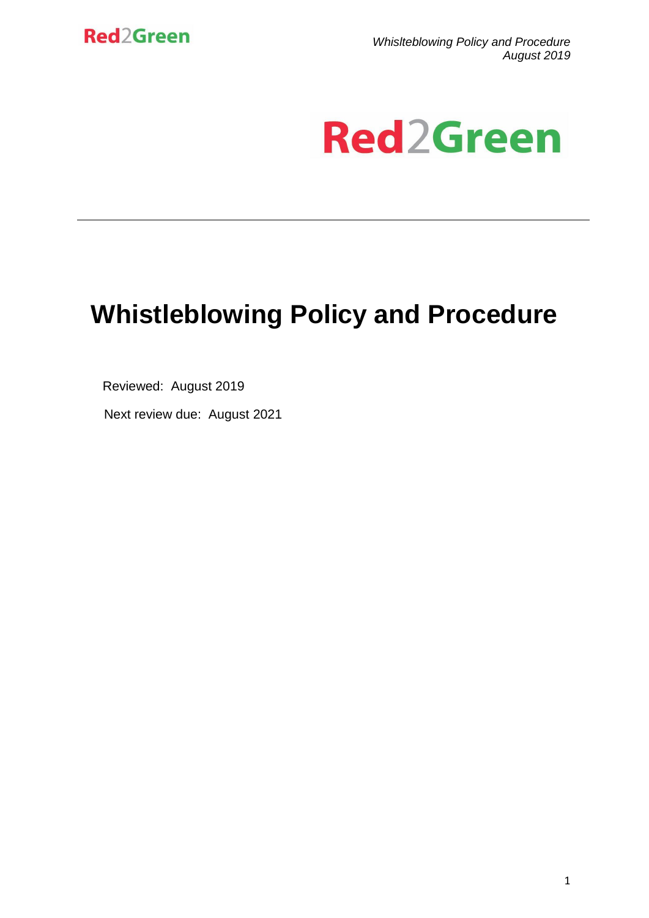Red2Green

# Whistleblowing Policy and Procedure

Reviewed: August 2019

Next review due: August 2021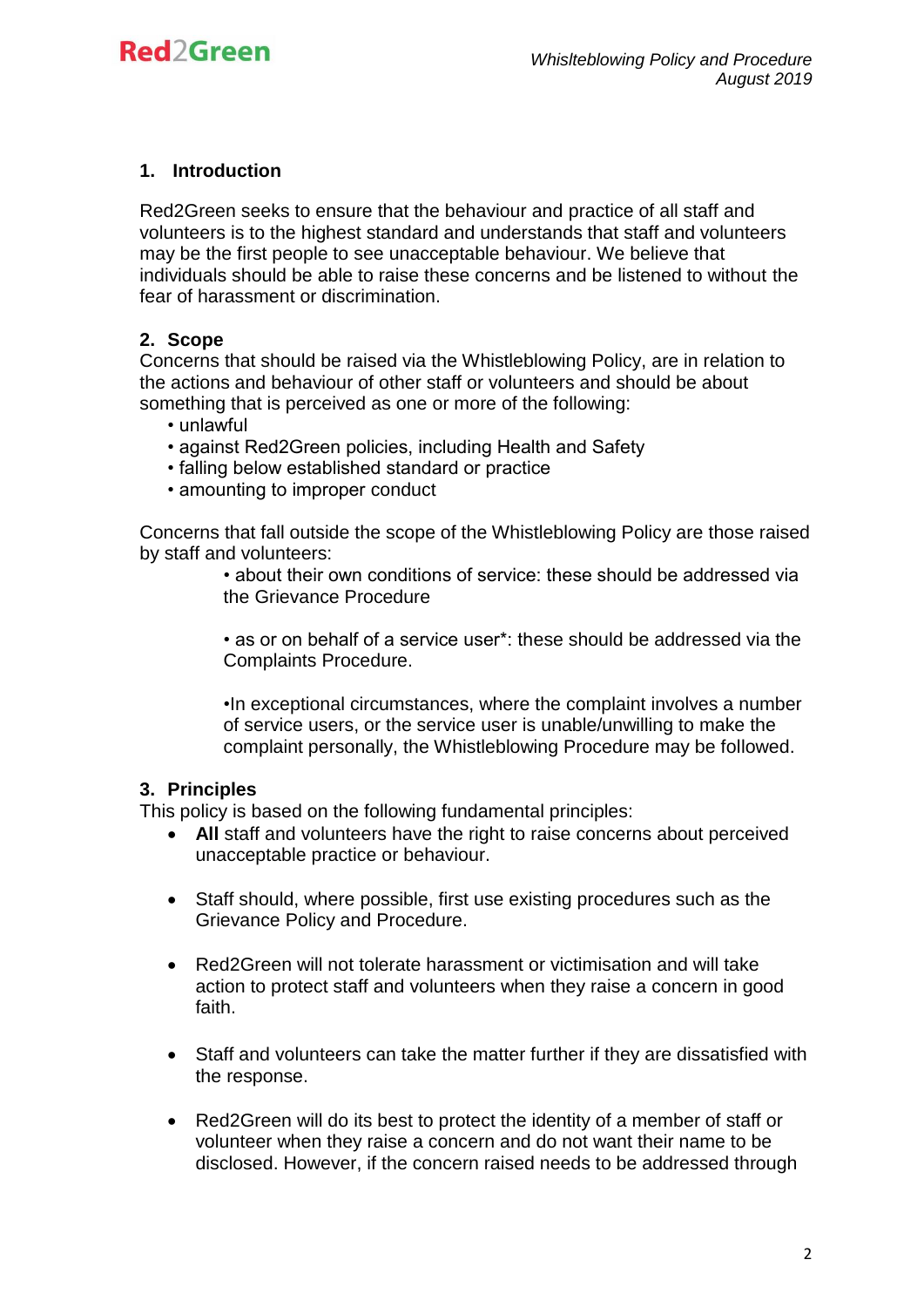## 1. Introduction

Red2Green seeks to ensure that the behaviour and practice of all staff and volunteers is to the highest standard and understands that staff and volunteers may be the first people to see unacceptable behaviour. We believe that individuals should be able to raise these concerns and be listened to without the fear of harassment or discrimination.

## 2. Scope

Concerns that should be raised via the Whistleblowing Policy, are in relation to the actions and behaviour of other staff or volunteers and should be about something that is perceived as one or more of the following:

- unlawful
- against Red2Green policies, including Health and Safety
- falling below established standard or practice
- amounting to improper conduct

Concerns that fall outside the scope of the Whistleblowing Policy are those raised by staff and volunteers:

- about their own conditions of service: these should be addressed via the Grievance Procedure

- as or on behalf of a service user*: these should be addressed via the Complaints Procedure.

- In exceptional circumstances, where the complaint involves a number of service users, or the service user is unable/unwilling to make the complaint personally, the Whistleblowing Procedure may be followed.

## 3. Principles

This policy is based on the following fundamental principles:

- **All** staff and volunteers have the right to raise concerns about perceived unacceptable practice or behaviour.

- Staff should, where possible, first use existing procedures such as the Grievance Policy and Procedure.

- Red2Green will not tolerate harassment or victimisation and will take action to protect staff and volunteers when they raise a concern in good faith.

- Staff and volunteers can take the matter further if they are dissatisfied with the response.

- Red2Green will do its best to protect the identity of a member of staff or volunteer when they raise a concern and do not want their name to be disclosed. However, if the concern raised needs to be addressed through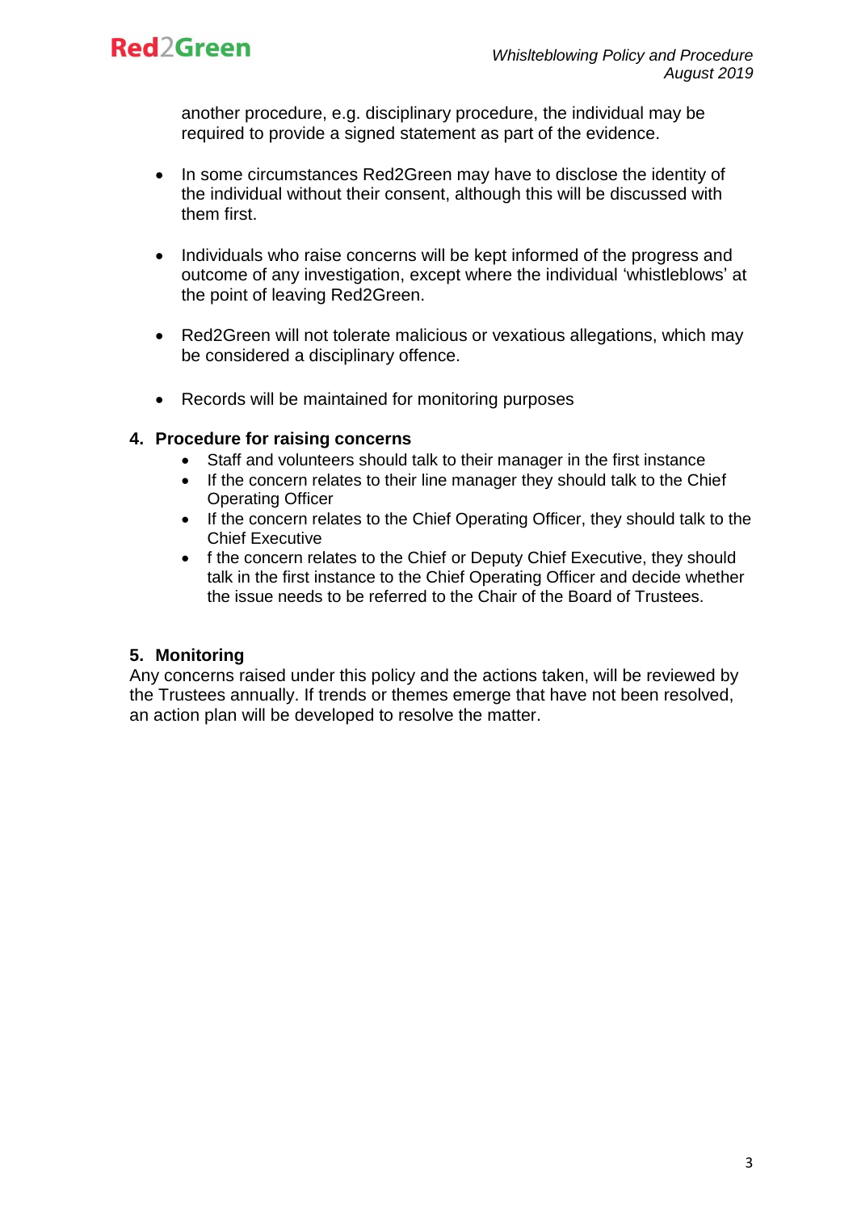another procedure, e.g. disciplinary procedure, the individual may be required to provide a signed statement as part of the evidence.

- In some circumstances Red2Green may have to disclose the identity of the individual without their consent, although this will be discussed with them first.

- Individuals who raise concerns will be kept informed of the progress and outcome of any investigation, except where the individual 'whistleblows' at the point of leaving Red2Green.

- Red2Green will not tolerate malicious or vexatious allegations, which may be considered a disciplinary offence.

- Records will be maintained for monitoring purposes

## 4. Procedure for raising concerns

- Staff and volunteers should talk to their manager in the first instance
- If the concern relates to their line manager they should talk to the Chief Operating Officer
- If the concern relates to the Chief Operating Officer, they should talk to the Chief Executive
- f the concern relates to the Chief or Deputy Chief Executive, they should talk in the first instance to the Chief Operating Officer and decide whether the issue needs to be referred to the Chair of the Board of Trustees.

## 5. Monitoring

Any concerns raised under this policy and the actions taken, will be reviewed by the Trustees annually. If trends or themes emerge that have not been resolved, an action plan will be developed to resolve the matter.